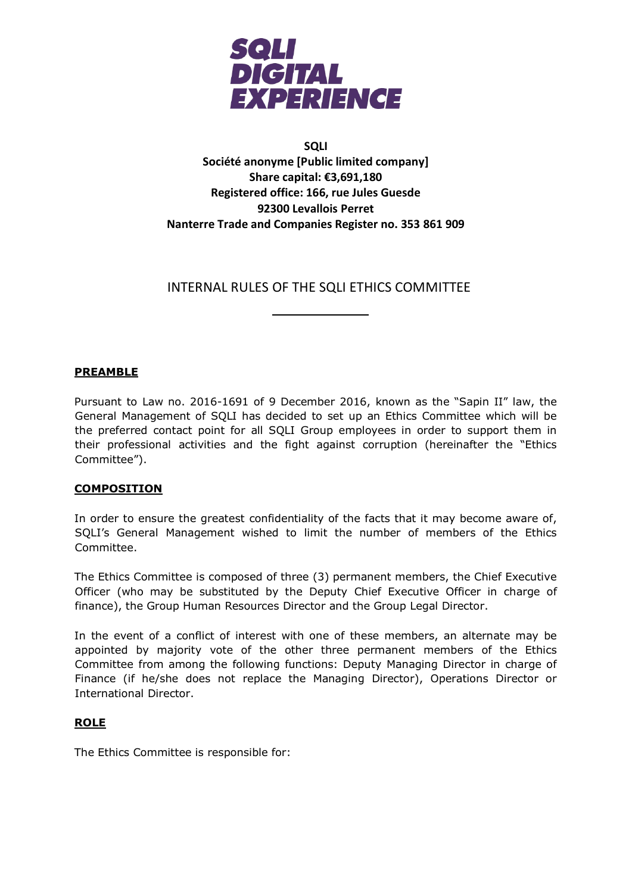**SQLI**
**Société anonyme [Public limited company]**
**Share capital: €3,691,180**
**Registered office: 166, rue Jules Guesde**
**92300 Levallois Perret**
**Nanterre Trade and Companies Register no. 353 861 909**

# INTERNAL RULES OF THE SQLI ETHICS COMMITTEE

---

## PREAMBLE

Pursuant to Law no. 2016-1691 of 9 December 2016, known as the "Sapin II" law, the General Management of SQLI has decided to set up an Ethics Committee which will be the preferred contact point for all SQLI Group employees in order to support them in their professional activities and the fight against corruption (hereinafter the "Ethics Committee").

## COMPOSITION

In order to ensure the greatest confidentiality of the facts that it may become aware of, SQLI's General Management wished to limit the number of members of the Ethics Committee.

The Ethics Committee is composed of three (3) permanent members, the Chief Executive Officer (who may be substituted by the Deputy Chief Executive Officer in charge of finance), the Group Human Resources Director and the Group Legal Director.

In the event of a conflict of interest with one of these members, an alternate may be appointed by majority vote of the other three permanent members of the Ethics Committee from among the following functions: Deputy Managing Director in charge of Finance (if he/she does not replace the Managing Director), Operations Director or International Director.

## ROLE

The Ethics Committee is responsible for: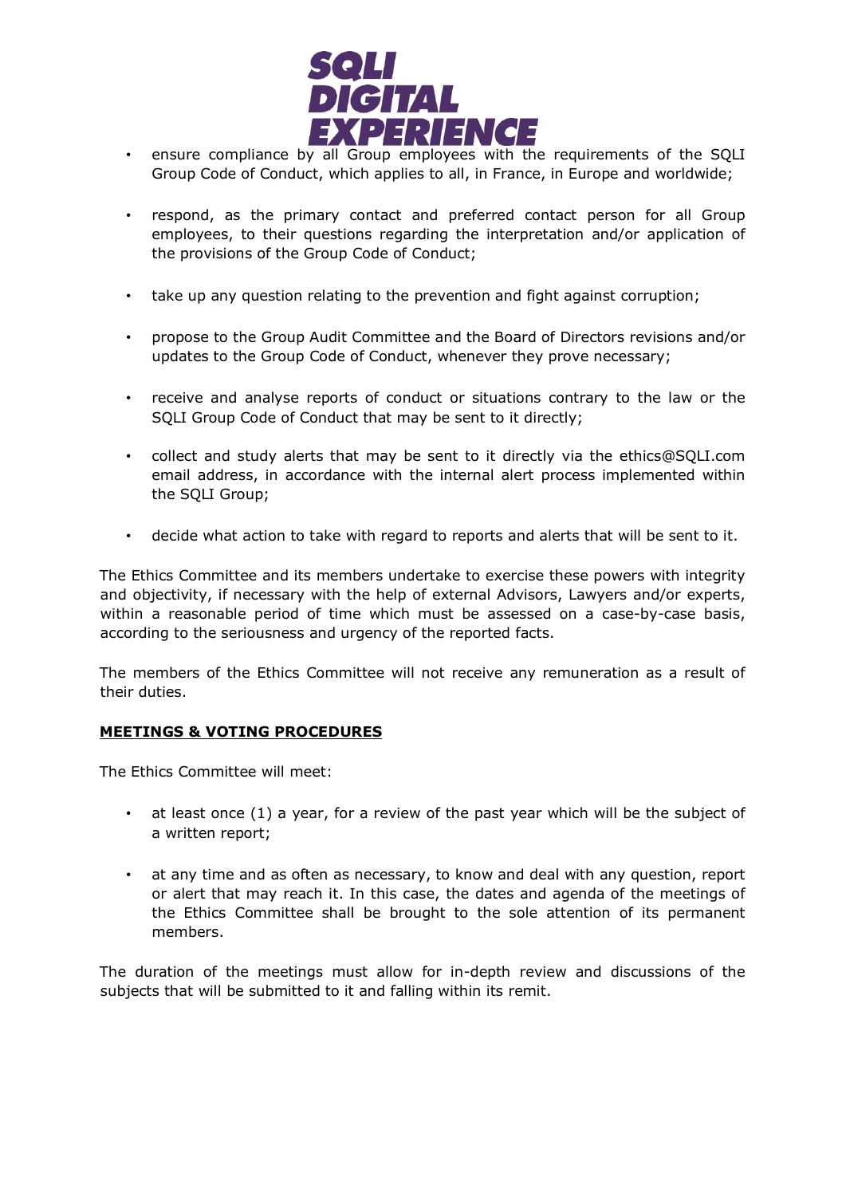- ensure compliance by all Group employees with the requirements of the SQLI Group Code of Conduct, which applies to all, in France, in Europe and worldwide;
- respond, as the primary contact and preferred contact person for all Group employees, to their questions regarding the interpretation and/or application of the provisions of the Group Code of Conduct;
- take up any question relating to the prevention and fight against corruption;
- propose to the Group Audit Committee and the Board of Directors revisions and/or updates to the Group Code of Conduct, whenever they prove necessary;
- receive and analyse reports of conduct or situations contrary to the law or the SQLI Group Code of Conduct that may be sent to it directly;
- collect and study alerts that may be sent to it directly via the ethics@SQLI.com email address, in accordance with the internal alert process implemented within the SQLI Group;
- decide what action to take with regard to reports and alerts that will be sent to it.

The Ethics Committee and its members undertake to exercise these powers with integrity and objectivity, if necessary with the help of external Advisors, Lawyers and/or experts, within a reasonable period of time which must be assessed on a case-by-case basis, according to the seriousness and urgency of the reported facts.

The members of the Ethics Committee will not receive any remuneration as a result of their duties.

**MEETINGS & VOTING PROCEDURES**

The Ethics Committee will meet:

- at least once (1) a year, for a review of the past year which will be the subject of a written report;
- at any time and as often as necessary, to know and deal with any question, report or alert that may reach it. In this case, the dates and agenda of the meetings of the Ethics Committee shall be brought to the sole attention of its permanent members.

The duration of the meetings must allow for in-depth review and discussions of the subjects that will be submitted to it and falling within its remit.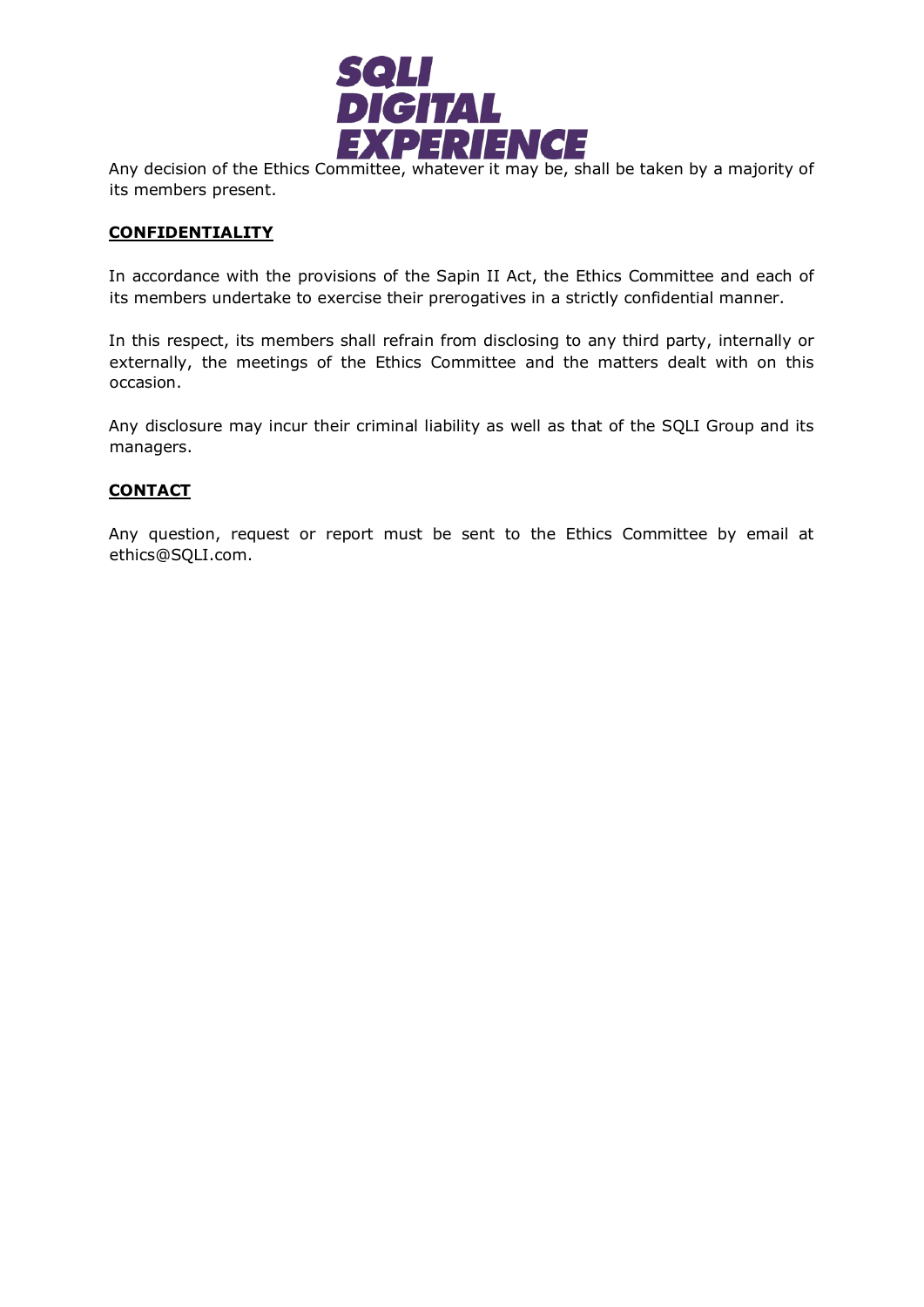Any decision of the Ethics Committee, whatever it may be, shall be taken by a majority of its members present.

## CONFIDENTIALITY

In accordance with the provisions of the Sapin II Act, the Ethics Committee and each of its members undertake to exercise their prerogatives in a strictly confidential manner.

In this respect, its members shall refrain from disclosing to any third party, internally or externally, the meetings of the Ethics Committee and the matters dealt with on this occasion.

Any disclosure may incur their criminal liability as well as that of the SQLI Group and its managers.

## CONTACT

Any question, request or report must be sent to the Ethics Committee by email at ethics@SQLI.com.